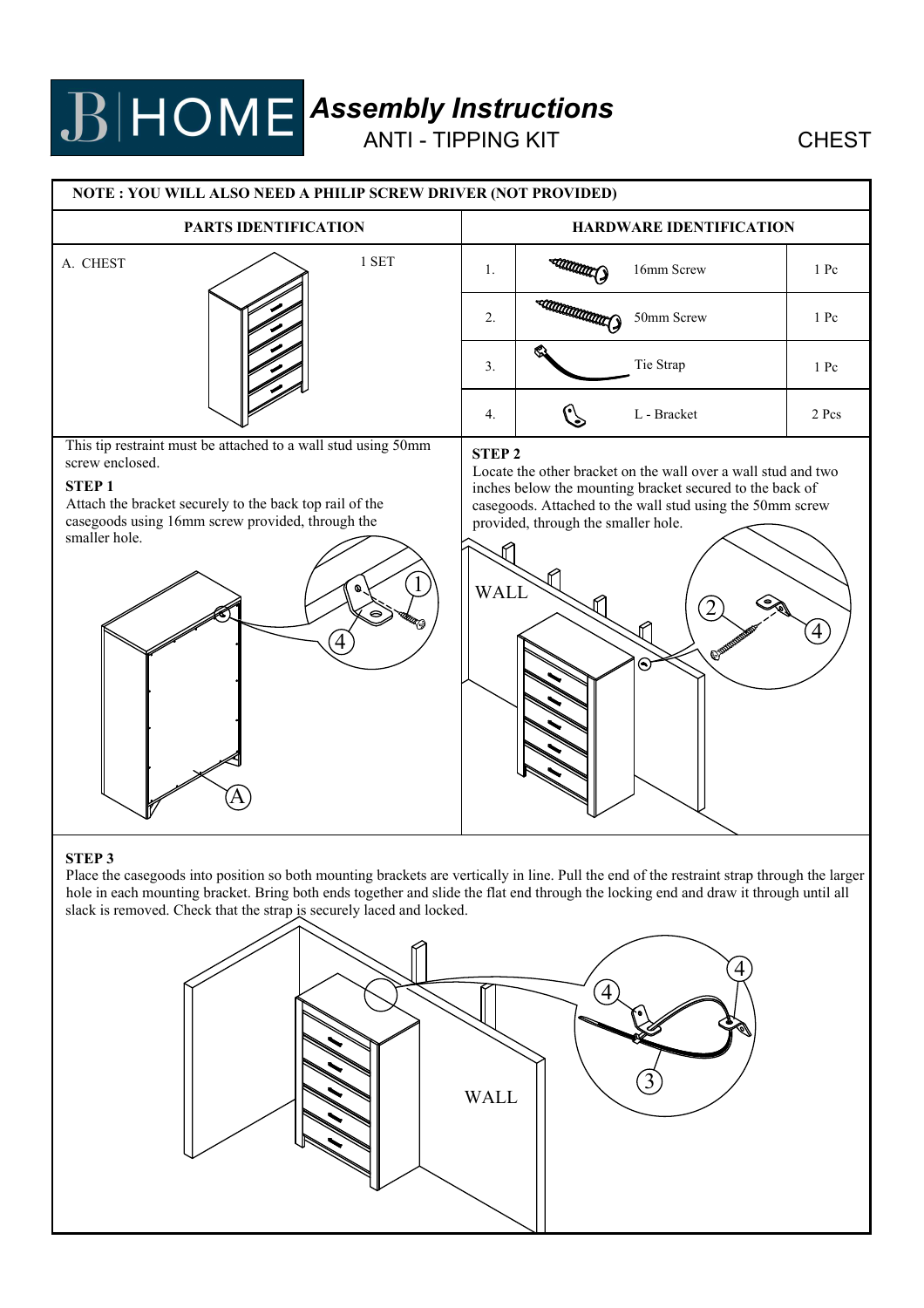# B | HOME *Assembly Instructions*

## ANTI - TIPPING KIT

## CHEST

**NOTE : YOU WILL ALSO NEED A PHILIP SCREW DRIVER (NOT PROVIDED)**

| PARTS IDENTIFICATION | |
|---|---|
| A. CHEST | 1 SET |

| HARDWARE IDENTIFICATION | | |
|---|---|---|
| 1. | 16mm Screw | 1 Pc |
| 2. | 50mm Screw | 1 Pc |
| 3. | Tie Strap | 1 Pc |
| 4. | L - Bracket | 2 Pcs |

This tip restraint must be attached to a wall stud using 50mm screw enclosed.

**STEP 1**

Attach the bracket securely to the back top rail of the casegoods using 16mm screw provided, through the smaller hole.

**STEP 2**

Locate the other bracket on the wall over a wall stud and two inches below the mounting bracket secured to the back of casegoods. Attached to the wall stud using the 50mm screw provided, through the smaller hole.

**STEP 3**

Place the casegoods into position so both mounting brackets are vertically in line. Pull the end of the restraint strap through the larger hole in each mounting bracket. Bring both ends together and slide the flat end through the locking end and draw it through until all slack is removed. Check that the strap is securely laced and locked.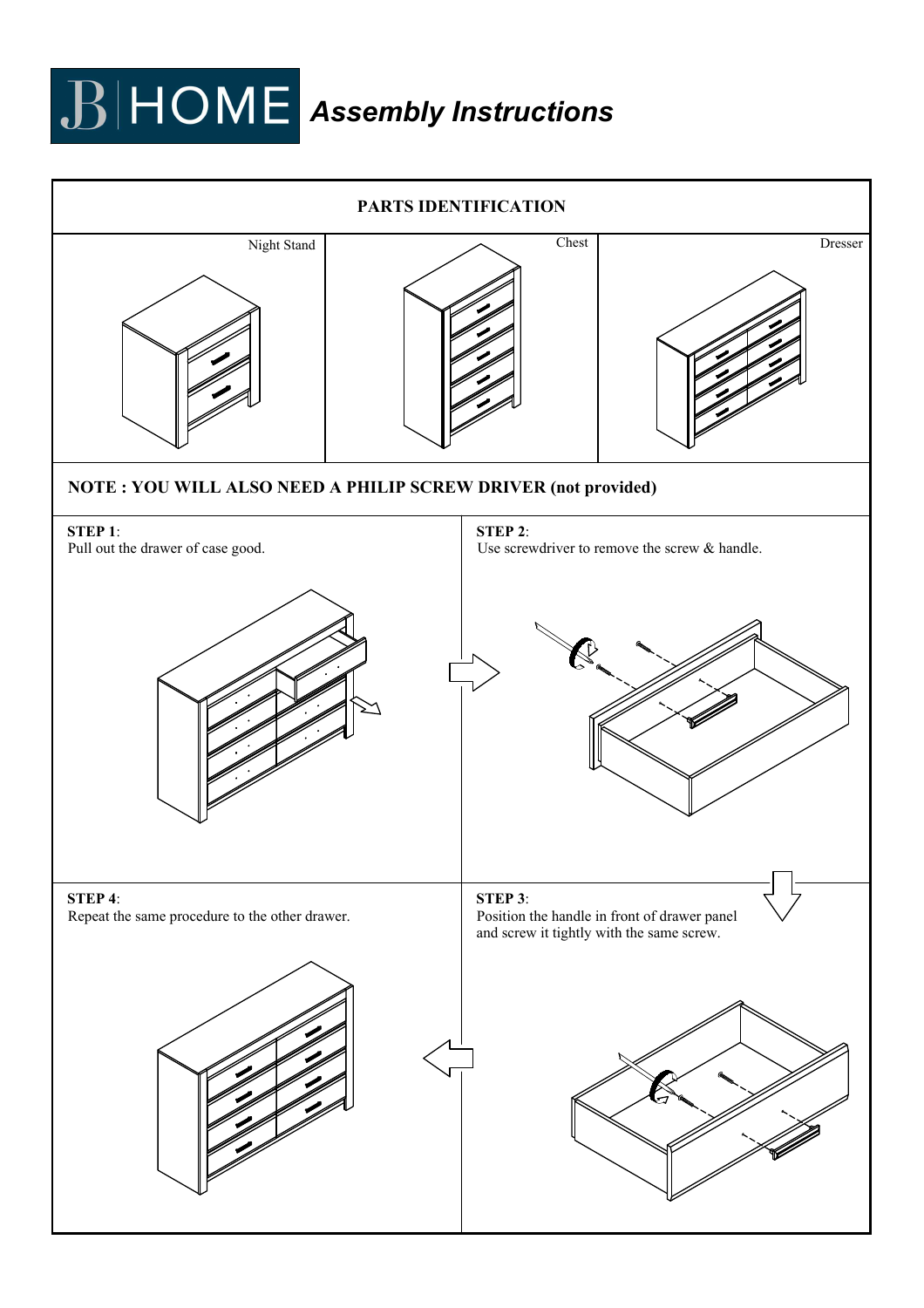# JB HOME *Assembly Instructions*

## PARTS IDENTIFICATION

Night Stand

Chest

Dresser

**NOTE : YOU WILL ALSO NEED A PHILIP SCREW DRIVER (not provided)**

**STEP 1**:
Pull out the drawer of case good.

**STEP 2**:
Use screwdriver to remove the screw & handle.

**STEP 3**:
Position the handle in front of drawer panel and screw it tightly with the same screw.

**STEP 4**:
Repeat the same procedure to the other drawer.